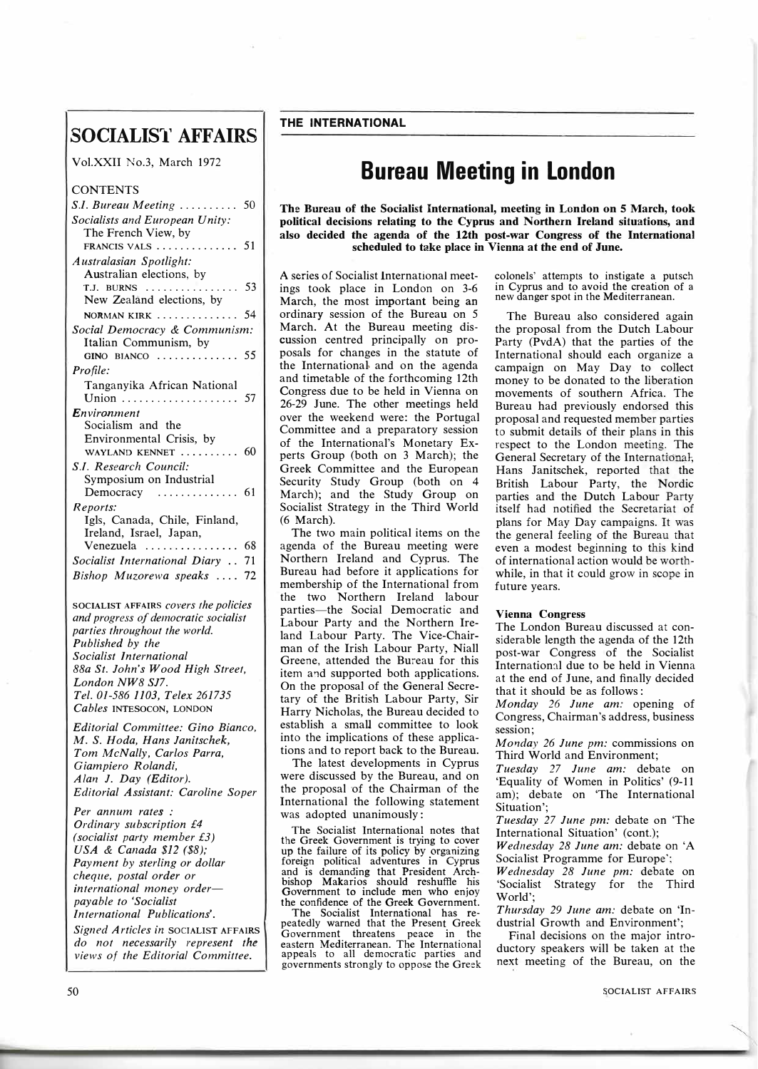# SOCIALIST AFFAIRS

Vol.XXII No.3, March 1972

CONTENTS

*S.I. Bureau Meeting* .......... 50

*Socialists and European Unity:* The French View, by FRANCIS VALS .............. 51

*Australasian Spotlight:* Australian elections, by T.J. BURNS ................ 53

New Zealand elections, by NORMAN KIRK .............. 54

*Social Democracy & Communism:* Italian Communism, by GINO BIANCO .............. 55

*Profile:* Tanganyika African National Union .................... 57

*Environment* Socialism and the Environmental Crisis, by WAYLAND KENNET .......... 60

*S.I. Research Council:* Symposium on Industrial Democracy .............. 61

*Reports:* Igls, Canada, Chile, Finland, Ireland, Israel, Japan, Venezuela ................ 68

*Socialist International Diary* .. 71

*Bishop Muzorewa speaks* .... 72

SOCIALIST AFFAIRS *covers the policies and progress of democratic socialist parties throughout the world.*

*Published by the Socialist International*
*88a St. John's Wood High Street, London NW8 SJ7.*
*Tel. 01-586 1103, Telex 261735*
*Cables* INTESOCON, LONDON

*Editorial Committee: Gino Bianco, M. S. Hoda, Hans Janitschek, Tom McNally, Carlos Parra, Giampiero Rolandi, Alan J. Day (Editor).*
*Editorial Assistant: Caroline Soper*

*Per annum rates:*
*Ordinary subscription £4 (socialist party member £3)*
*USA & Canada $12 ($8);*
*Payment by sterling or dollar cheque, postal order or international money order—payable to 'Socialist International Publications'.*

*Signed Articles in* SOCIALIST AFFAIRS *do not necessarily represent the views of the Editorial Committee.*

**THE INTERNATIONAL**

## Bureau Meeting in London

**The Bureau of the Socialist International, meeting in London on 5 March, took political decisions relating to the Cyprus and Northern Ireland situations, and also decided the agenda of the 12th post-war Congress of the International scheduled to take place in Vienna at the end of June.**

A series of Socialist International meetings took place in London on 3-6 March, the most important being an ordinary session of the Bureau on 5 March. At the Bureau meeting discussion centred principally on proposals for changes in the statute of the International and on the agenda and timetable of the forthcoming 12th Congress due to be held in Vienna on 26-29 June. The other meetings held over the weekend were: the Portugal Committee and a preparatory session of the International's Monetary Experts Group (both on 3 March); the Greek Committee and the European Security Study Group (both on 4 March); and the Study Group on Socialist Strategy in the Third World (6 March).

The two main political items on the agenda of the Bureau meeting were Northern Ireland and Cyprus. The Bureau had before it applications for membership of the International from the two Northern Ireland labour parties—the Social Democratic and Labour Party and the Northern Ireland Labour Party. The Vice-Chairman of the Irish Labour Party, Niall Greene, attended the Bureau for this item and supported both applications. On the proposal of the General Secretary of the British Labour Party, Sir Harry Nicholas, the Bureau decided to establish a small committee to look into the implications of these applications and to report back to the Bureau.

The latest developments in Cyprus were discussed by the Bureau, and on the proposal of the Chairman of the International the following statement was adopted unanimously:

> The Socialist International notes that the Greek Government is trying to cover up the failure of its policy by organizing foreign political adventures in Cyprus and is demanding that President Archbishop Makarios should reshuffle his Government to include men who enjoy the confidence of the Greek Government.
>
> The Socialist International has repeatedly warned that the Present Greek Government threatens peace in the eastern Mediterranean. The International appeals to all democratic parties and governments strongly to oppose the Greek colonels' attempts to instigate a putsch in Cyprus and to avoid the creation of a new danger spot in the Mediterranean.

The Bureau also considered again the proposal from the Dutch Labour Party (PvdA) that the parties of the International should each organize a campaign on May Day to collect money to be donated to the liberation movements of southern Africa. The Bureau had previously endorsed this proposal and requested member parties to submit details of their plans in this respect to the London meeting. The General Secretary of the International, Hans Janitschek, reported that the British Labour Party, the Nordic parties and the Dutch Labour Party itself had notified the Secretariat of plans for May Day campaigns. It was the general feeling of the Bureau that even a modest beginning to this kind of international action would be worthwhile, in that it could grow in scope in future years.

### Vienna Congress

The London Bureau discussed at considerable length the agenda of the 12th post-war Congress of the Socialist International due to be held in Vienna at the end of June, and finally decided that it should be as follows:

*Monday 26 June am:* opening of Congress, Chairman's address, business session;

*Monday 26 June pm:* commissions on Third World and Environment;

*Tuesday 27 June am:* debate on 'Equality of Women in Politics' (9-11 am); debate on 'The International Situation';

*Tuesday 27 June pm:* debate on 'The International Situation' (cont.);

*Wednesday 28 June am:* debate on 'A Socialist Programme for Europe';

*Wednesday 28 June pm:* debate on 'Socialist Strategy for the Third World';

*Thursday 29 June am:* debate on 'Industrial Growth and Environment';

Final decisions on the major introductory speakers will be taken at the next meeting of the Bureau, on the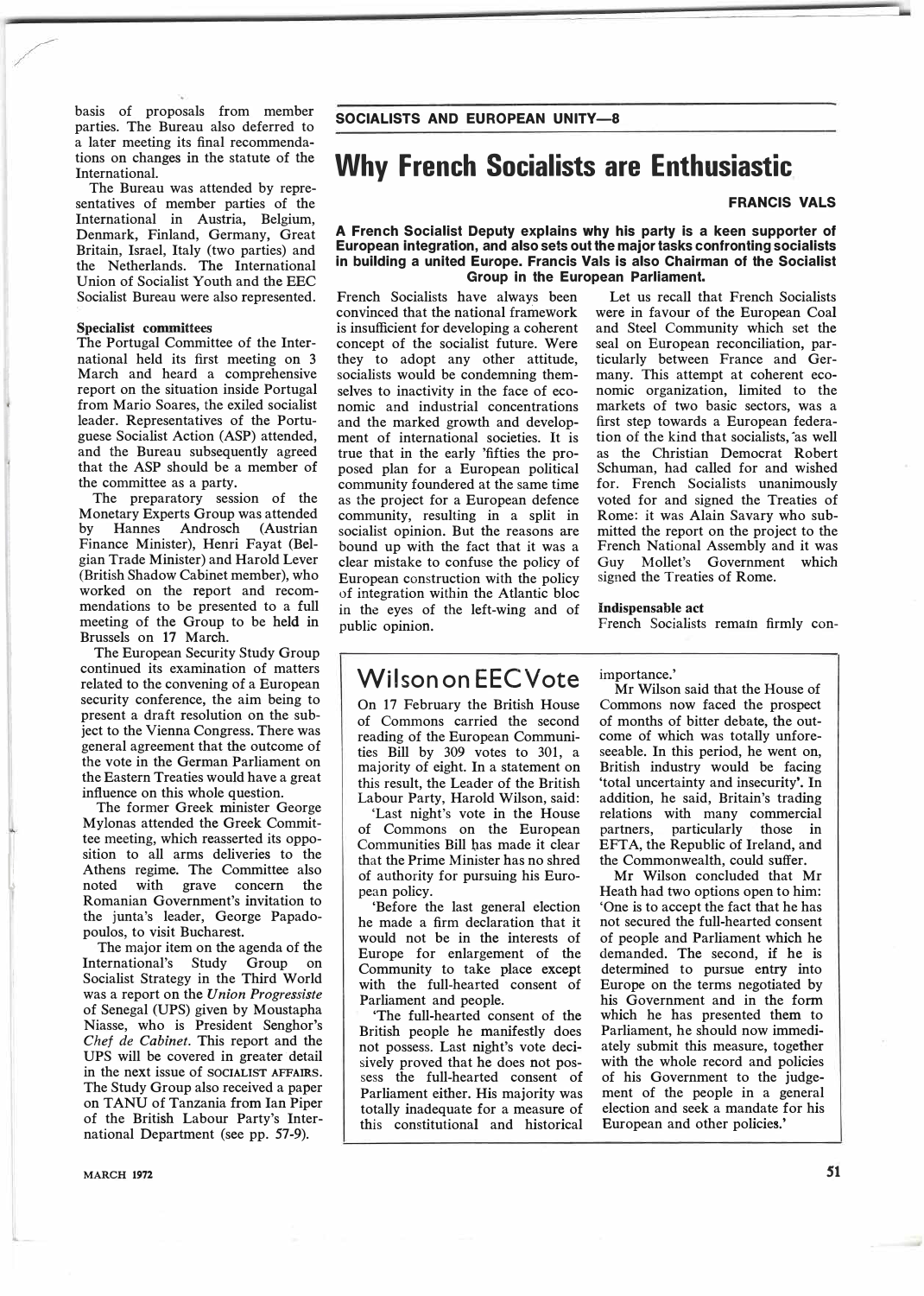basis of proposals from member parties. The Bureau also deferred to a later meeting its final recommendations on changes in the statute of the International.

The Bureau was attended by representatives of member parties of the International in Austria, Belgium, Denmark, Finland, Germany, Great Britain, Israel, Italy (two parties) and the Netherlands. The International Union of Socialist Youth and the EEC Socialist Bureau were also represented.

**Specialist committees**

The Portugal Committee of the International held its first meeting on 3 March and heard a comprehensive report on the situation inside Portugal from Mario Soares, the exiled socialist leader. Representatives of the Portuguese Socialist Action (ASP) attended, and the Bureau subsequently agreed that the ASP should be a member of the committee as a party.

The preparatory session of the Monetary Experts Group was attended by Hannes Androsch (Austrian Finance Minister), Henri Fayat (Belgian Trade Minister) and Harold Lever (British Shadow Cabinet member), who worked on the report and recommendations to be presented to a full meeting of the Group to be held in Brussels on 17 March.

The European Security Study Group continued its examination of matters related to the convening of a European security conference, the aim being to present a draft resolution on the subject to the Vienna Congress. There was general agreement that the outcome of the vote in the German Parliament on the Eastern Treaties would have a great influence on this whole question.

The former Greek minister George Mylonas attended the Greek Committee meeting, which reasserted its opposition to all arms deliveries to the Athens regime. The Committee also noted with grave concern the Romanian Government's invitation to the junta's leader, George Papadopoulos, to visit Bucharest.

The major item on the agenda of the International's Study Group on Socialist Strategy in the Third World was a report on the *Union Progressiste* of Senegal (UPS) given by Moustapha Niasse, who is President Senghor's *Chef de Cabinet*. This report and the UPS will be covered in greater detail in the next issue of SOCIALIST AFFAIRS. The Study Group also received a paper on TANU of Tanzania from Ian Piper of the British Labour Party's International Department (see pp. 57-9).

**SOCIALISTS AND EUROPEAN UNITY—8**

# Why French Socialists are Enthusiastic

**FRANCIS VALS**

**A French Socialist Deputy explains why his party is a keen supporter of European integration, and also sets out the major tasks confronting socialists in building a united Europe. Francis Vals is also Chairman of the Socialist Group in the European Parliament.**

French Socialists have always been convinced that the national framework is insufficient for developing a coherent concept of the socialist future. Were they to adopt any other attitude, socialists would be condemning themselves to inactivity in the face of economic and industrial concentrations and the marked growth and development of international societies. It is true that in the early 'fifties the proposed plan for a European political community foundered at the same time as the project for a European defence community, resulting in a split in socialist opinion. But the reasons are bound up with the fact that it was a clear mistake to confuse the policy of European construction with the policy of integration within the Atlantic bloc in the eyes of the left-wing and of public opinion.

Let us recall that French Socialists were in favour of the European Coal and Steel Community which set the seal on European reconciliation, particularly between France and Germany. This attempt at coherent economic organization, limited to the markets of two basic sectors, was a first step towards a European federation of the kind that socialists, as well as the Christian Democrat Robert Schuman, had called for and wished for. French Socialists unanimously voted for and signed the Treaties of Rome: it was Alain Savary who submitted the report on the project to the French National Assembly and it was Guy Mollet's Government which signed the Treaties of Rome.

**Indispensable act**

French Socialists remain firmly con-

## Wilson on EEC Vote

On 17 February the British House of Commons carried the second reading of the European Communities Bill by 309 votes to 301, a majority of eight. In a statement on this result, the Leader of the British Labour Party, Harold Wilson, said:

'Last night's vote in the House of Commons on the European Communities Bill has made it clear that the Prime Minister has no shred of authority for pursuing his European policy.

'Before the last general election he made a firm declaration that it would not be in the interests of Europe for enlargement of the Community to take place except with the full-hearted consent of Parliament and people.

'The full-hearted consent of the British people he manifestly does not possess. Last night's vote decisively proved that he does not possess the full-hearted consent of Parliament either. His majority was totally inadequate for a measure of this constitutional and historical importance.'

Mr Wilson said that the House of Commons now faced the prospect of months of bitter debate, the outcome of which was totally unforeseeable. In this period, he went on, British industry would be facing 'total uncertainty and insecurity'. In addition, he said, Britain's trading relations with many commercial partners, particularly those in EFTA, the Republic of Ireland, and the Commonwealth, could suffer.

Mr Wilson concluded that Mr Heath had two options open to him: 'One is to accept the fact that he has not secured the full-hearted consent of people and Parliament which he demanded. The second, if he is determined to pursue entry into Europe on the terms negotiated by his Government and in the form which he has presented them to Parliament, he should now immediately submit this measure, together with the whole record and policies of his Government to the judgement of the people in a general election and seek a mandate for his European and other policies.'